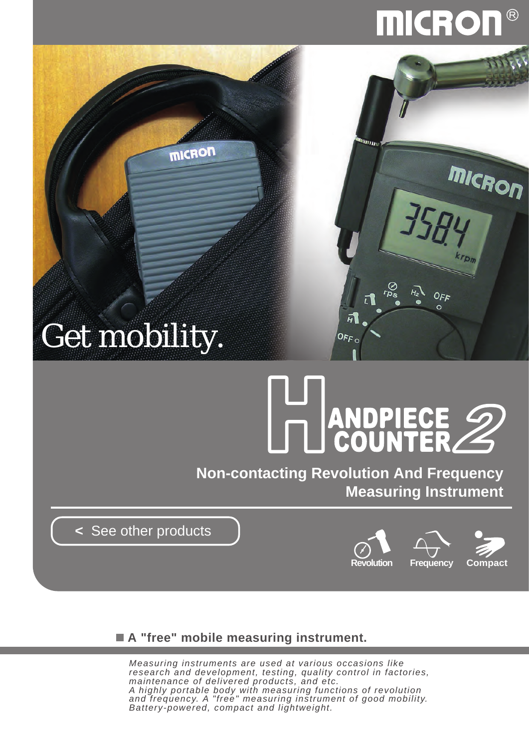MICRON®

Get mobility.

# HANDPIECE COUNTER 2

**Non-contacting Revolution And Frequency Measuring Instrument**

< See other products

Revolution Frequency Compact

## A "free" mobile measuring instrument.

*Measuring instruments are used at various occasions like research and development, testing, quality control in factories, maintenance of delivered products, and etc.*
*A highly portable body with measuring functions of revolution and frequency. A "free" measuring instrument of good mobility. Battery-powered, compact and lightweight.*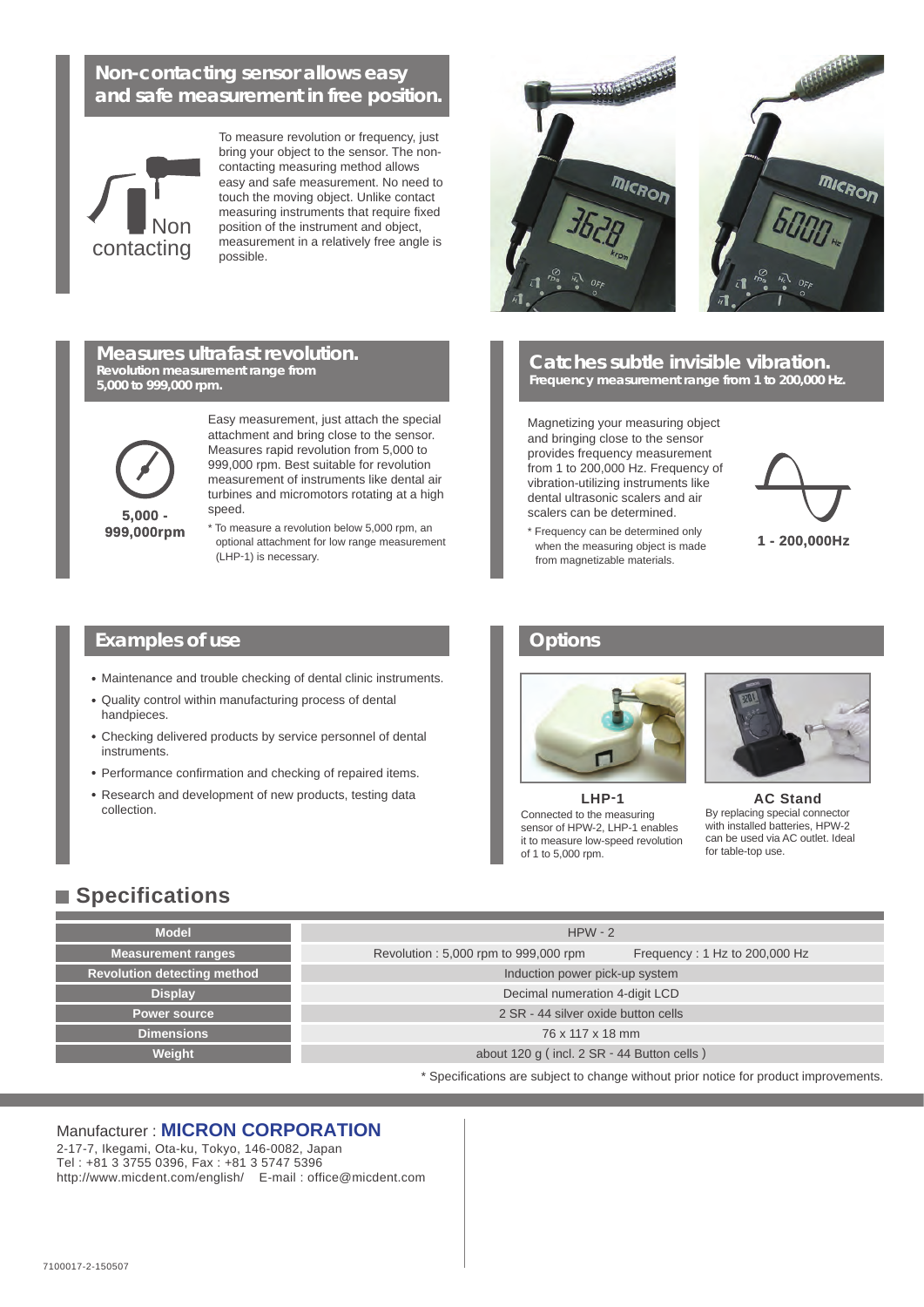## Non-contacting sensor allows easy and safe measurement in free position.

Non contacting

To measure revolution or frequency, just bring your object to the sensor. The non-contacting measuring method allows easy and safe measurement. No need to touch the moving object. Unlike contact measuring instruments that require fixed position of the instrument and object, measurement in a relatively free angle is possible.

## Measures ultrafast revolution.

**Revolution measurement range from 5,000 to 999,000 rpm.**

**5,000 - 999,000rpm**

Easy measurement, just attach the special attachment and bring close to the sensor. Measures rapid revolution from 5,000 to 999,000 rpm. Best suitable for revolution measurement of instruments like dental air turbines and micromotors rotating at a high speed.

\* To measure a revolution below 5,000 rpm, an optional attachment for low range measurement (LHP-1) is necessary.

## Catches subtle invisible vibration.

**Frequency measurement range from 1 to 200,000 Hz.**

Magnetizing your measuring object and bringing close to the sensor provides frequency measurement from 1 to 200,000 Hz. Frequency of vibration-utilizing instruments like dental ultrasonic scalers and air scalers can be determined.

\* Frequency can be determined only when the measuring object is made from magnetizable materials.

**1 - 200,000Hz**

## Examples of use

- Maintenance and trouble checking of dental clinic instruments.
- Quality control within manufacturing process of dental handpieces.
- Checking delivered products by service personnel of dental instruments.
- Performance confirmation and checking of repaired items.
- Research and development of new products, testing data collection.

## Options

**LHP-1**

Connected to the measuring sensor of HPW-2, LHP-1 enables it to measure low-speed revolution of 1 to 5,000 rpm.

**AC Stand**

By replacing special connector with installed batteries, HPW-2 can be used via AC outlet. Ideal for table-top use.

## Specifications

| | |
|---|---|
| **Model** | HPW - 2 |
| **Measurement ranges** | Revolution : 5,000 rpm to 999,000 rpm    Frequency : 1 Hz to 200,000 Hz |
| **Revolution detecting method** | Induction power pick-up system |
| **Display** | Decimal numeration 4-digit LCD |
| **Power source** | 2 SR - 44 silver oxide button cells |
| **Dimensions** | 76 x 117 x 18 mm |
| **Weight** | about 120 g ( incl. 2 SR - 44 Button cells ) |

\* Specifications are subject to change without prior notice for product improvements.

Manufacturer : **MICRON CORPORATION**

2-17-7, Ikegami, Ota-ku, Tokyo, 146-0082, Japan
Tel : +81 3 3755 0396, Fax : +81 3 5747 5396
http://www.micdent.com/english/    E-mail : office@micdent.com

7100017-2-150507